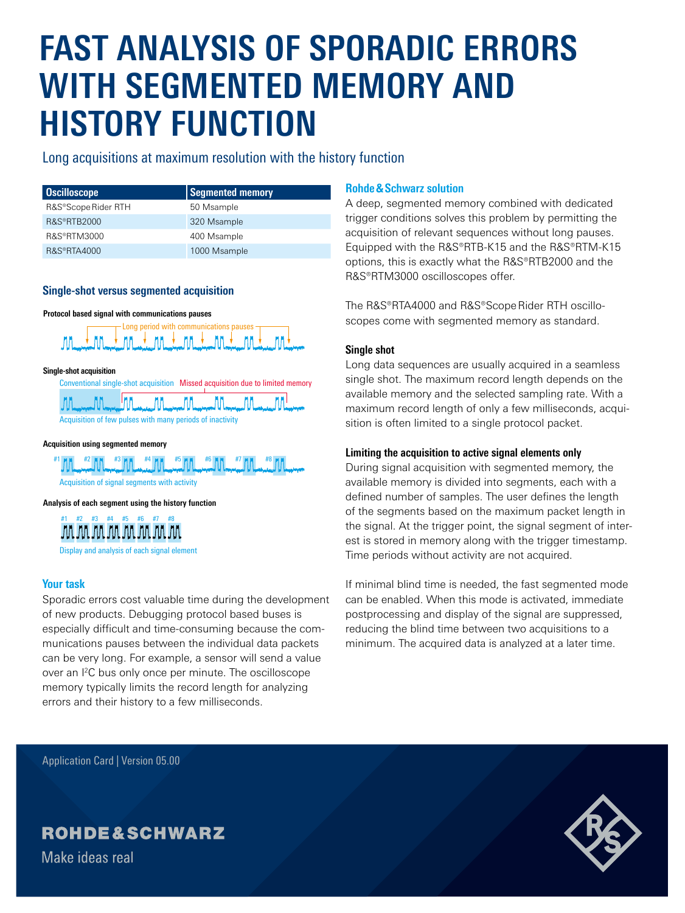# FAST ANALYSIS OF SPORADIC ERRORS WITH SEGMENTED MEMORY AND HISTORY FUNCTION

Long acquisitions at maximum resolution with the history function

| Oscilloscope | Segmented memory |
| --- | --- |
| R&S®Scope Rider RTH | 50 Msample |
| R&S®RTB2000 | 320 Msample |
| R&S®RTM3000 | 400 Msample |
| R&S®RTA4000 | 1000 Msample |

### Single-shot versus segmented acquisition

**Protocol based signal with communications pauses**

Long period with communications pauses

**Single-shot acquisition**

Conventional single-shot acquisition — Missed acquisition due to limited memory

Acquisition of few pulses with many periods of inactivity

**Acquisition using segmented memory**

#1 #2 #3 #4 #5 #6 #7 #8

Acquisition of signal segments with activity

**Analysis of each segment using the history function**

#1 #2 #3 #4 #5 #6 #7 #8

Display and analysis of each signal element

### Your task

Sporadic errors cost valuable time during the development of new products. Debugging protocol based buses is especially difficult and time-consuming because the communications pauses between the individual data packets can be very long. For example, a sensor will send a value over an I²C bus only once per minute. The oscilloscope memory typically limits the record length for analyzing errors and their history to a few milliseconds.

### Rohde & Schwarz solution

A deep, segmented memory combined with dedicated trigger conditions solves this problem by permitting the acquisition of relevant sequences without long pauses. Equipped with the R&S®RTB-K15 and the R&S®RTM-K15 options, this is exactly what the R&S®RTB2000 and the R&S®RTM3000 oscilloscopes offer.

The R&S®RTA4000 and R&S®Scope Rider RTH oscilloscopes come with segmented memory as standard.

### Single shot

Long data sequences are usually acquired in a seamless single shot. The maximum record length depends on the available memory and the selected sampling rate. With a maximum record length of only a few milliseconds, acquisition is often limited to a single protocol packet.

### Limiting the acquisition to active signal elements only

During signal acquisition with segmented memory, the available memory is divided into segments, each with a defined number of samples. The user defines the length of the segments based on the maximum packet length in the signal. At the trigger point, the signal segment of interest is stored in memory along with the trigger timestamp. Time periods without activity are not acquired.

If minimal blind time is needed, the fast segmented mode can be enabled. When this mode is activated, immediate postprocessing and display of the signal are suppressed, reducing the blind time between two acquisitions to a minimum. The acquired data is analyzed at a later time.

Application Card | Version 05.00

ROHDE & SCHWARZ

Make ideas real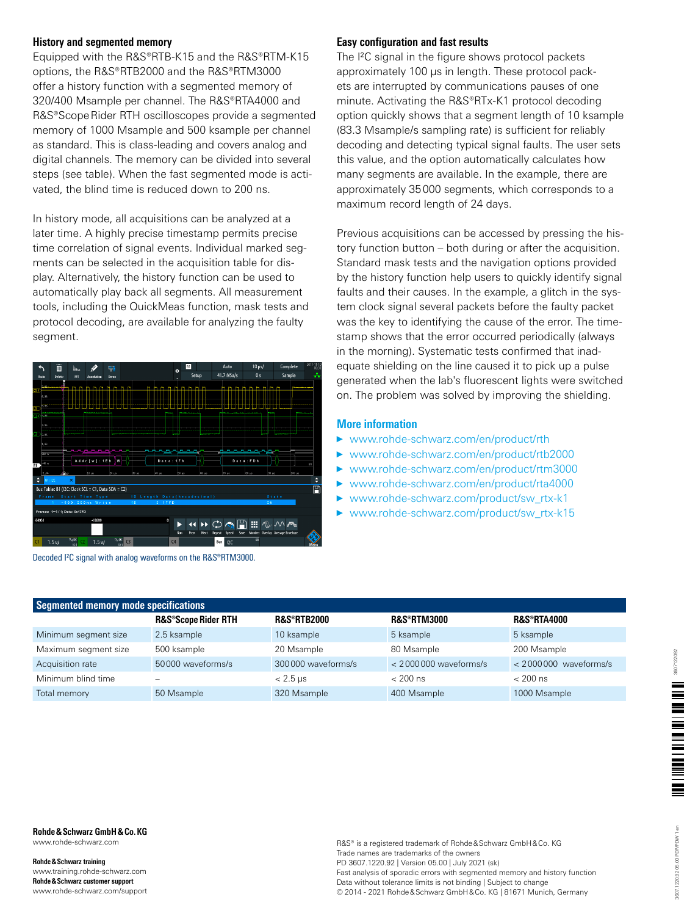## History and segmented memory

Equipped with the R&S®RTB-K15 and the R&S®RTM-K15 options, the R&S®RTB2000 and the R&S®RTM3000 offer a history function with a segmented memory of 320/400 Msample per channel. The R&S®RTA4000 and R&S®Scope Rider RTH oscilloscopes provide a segmented memory of 1000 Msample and 500 ksample per channel as standard. This is class-leading and covers analog and digital channels. The memory can be divided into several steps (see table). When the fast segmented mode is activated, the blind time is reduced down to 200 ns.

In history mode, all acquisitions can be analyzed at a later time. A highly precise timestamp permits precise time correlation of signal events. Individual marked segments can be selected in the acquisition table for display. Alternatively, the history function can be used to automatically play back all segments. All measurement tools, including the QuickMeas function, mask tests and protocol decoding, are available for analyzing the faulty segment.

Decoded I²C signal with analog waveforms on the R&S®RTM3000.

## Easy configuration and fast results

The I²C signal in the figure shows protocol packets approximately 100 µs in length. These protocol packets are interrupted by communications pauses of one minute. Activating the R&S®RTx-K1 protocol decoding option quickly shows that a segment length of 10 ksample (83.3 Msample/s sampling rate) is sufficient for reliably decoding and detecting typical signal faults. The user sets this value, and the option automatically calculates how many segments are available. In the example, there are approximately 35 000 segments, which corresponds to a maximum record length of 24 days.

Previous acquisitions can be accessed by pressing the history function button – both during or after the acquisition. Standard mask tests and the navigation options provided by the history function help users to quickly identify signal faults and their causes. In the example, a glitch in the system clock signal several packets before the faulty packet was the key to identifying the cause of the error. The timestamp shows that the error occurred periodically (always in the morning). Systematic tests confirmed that inadequate shielding on the line caused it to pick up a pulse generated when the lab's fluorescent lights were switched on. The problem was solved by improving the shielding.

## More information

- www.rohde-schwarz.com/en/product/rth
- www.rohde-schwarz.com/en/product/rtb2000
- www.rohde-schwarz.com/en/product/rtm3000
- www.rohde-schwarz.com/en/product/rta4000
- www.rohde-schwarz.com/en/product/sw_rtx-k1
- www.rohde-schwarz.com/en/product/sw_rtx-k15

### Segmented memory mode specifications

| | R&S®Scope Rider RTH | R&S®RTB2000 | R&S®RTM3000 | R&S®RTA4000 |
|---|---|---|---|---|
| Minimum segment size | 2.5 ksample | 10 ksample | 5 ksample | 5 ksample |
| Maximum segment size | 500 ksample | 20 Msample | 80 Msample | 200 Msample |
| Acquisition rate | 50 000 waveforms/s | 300 000 waveforms/s | < 2 000 000 waveforms/s | < 2 000 000 waveforms/s |
| Minimum blind time | – | < 2.5 µs | < 200 ns | < 200 ns |
| Total memory | 50 Msample | 320 Msample | 400 Msample | 1000 Msample |

**Rohde & Schwarz GmbH & Co. KG**
www.rohde-schwarz.com

**Rohde & Schwarz training**
www.training.rohde-schwarz.com
**Rohde & Schwarz customer support**
www.rohde-schwarz.com/support

R&S® is a registered trademark of Rohde & Schwarz GmbH & Co. KG
Trade names are trademarks of the owners
PD 3607.1220.92 | Version 05.00 | July 2021 (sk)
Fast analysis of sporadic errors with segmented memory and history function
Data without tolerance limits is not binding | Subject to change
© 2014 - 2021 Rohde & Schwarz GmbH & Co. KG | 81671 Munich, Germany